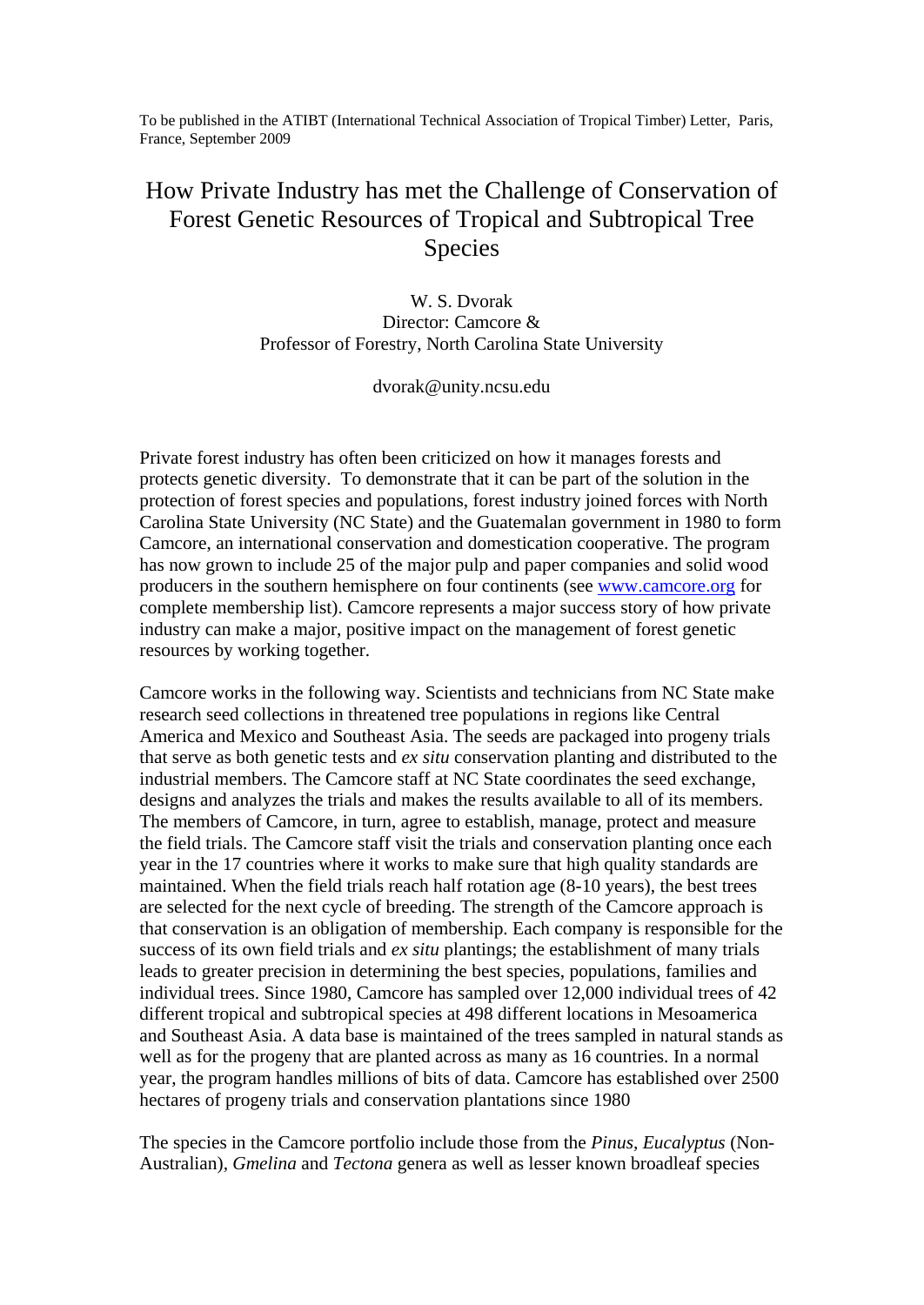To be published in the ATIBT (International Technical Association of Tropical Timber) Letter, Paris, France, September 2009

# How Private Industry has met the Challenge of Conservation of Forest Genetic Resources of Tropical and Subtropical Tree Species

W. S. Dvorak
Director: Camcore &
Professor of Forestry, North Carolina State University

dvorak@unity.ncsu.edu

Private forest industry has often been criticized on how it manages forests and protects genetic diversity. To demonstrate that it can be part of the solution in the protection of forest species and populations, forest industry joined forces with North Carolina State University (NC State) and the Guatemalan government in 1980 to form Camcore, an international conservation and domestication cooperative. The program has now grown to include 25 of the major pulp and paper companies and solid wood producers in the southern hemisphere on four continents (see www.camcore.org for complete membership list). Camcore represents a major success story of how private industry can make a major, positive impact on the management of forest genetic resources by working together.

Camcore works in the following way. Scientists and technicians from NC State make research seed collections in threatened tree populations in regions like Central America and Mexico and Southeast Asia. The seeds are packaged into progeny trials that serve as both genetic tests and *ex situ* conservation planting and distributed to the industrial members. The Camcore staff at NC State coordinates the seed exchange, designs and analyzes the trials and makes the results available to all of its members. The members of Camcore, in turn, agree to establish, manage, protect and measure the field trials. The Camcore staff visit the trials and conservation planting once each year in the 17 countries where it works to make sure that high quality standards are maintained. When the field trials reach half rotation age (8-10 years), the best trees are selected for the next cycle of breeding. The strength of the Camcore approach is that conservation is an obligation of membership. Each company is responsible for the success of its own field trials and *ex situ* plantings; the establishment of many trials leads to greater precision in determining the best species, populations, families and individual trees. Since 1980, Camcore has sampled over 12,000 individual trees of 42 different tropical and subtropical species at 498 different locations in Mesoamerica and Southeast Asia. A data base is maintained of the trees sampled in natural stands as well as for the progeny that are planted across as many as 16 countries. In a normal year, the program handles millions of bits of data. Camcore has established over 2500 hectares of progeny trials and conservation plantations since 1980

The species in the Camcore portfolio include those from the *Pinus*, *Eucalyptus* (Non-Australian), *Gmelina* and *Tectona* genera as well as lesser known broadleaf species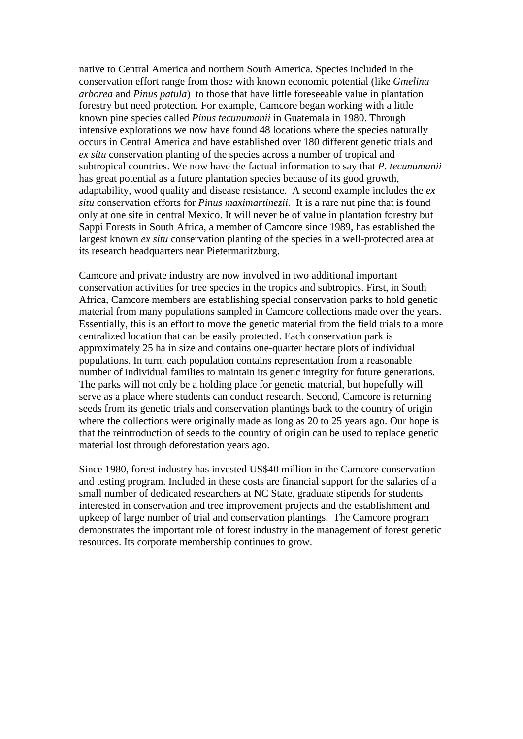native to Central America and northern South America. Species included in the conservation effort range from those with known economic potential (like *Gmelina arborea* and *Pinus patula*) to those that have little foreseeable value in plantation forestry but need protection. For example, Camcore began working with a little known pine species called *Pinus tecunumanii* in Guatemala in 1980. Through intensive explorations we now have found 48 locations where the species naturally occurs in Central America and have established over 180 different genetic trials and *ex situ* conservation planting of the species across a number of tropical and subtropical countries. We now have the factual information to say that *P. tecunumanii* has great potential as a future plantation species because of its good growth, adaptability, wood quality and disease resistance. A second example includes the *ex situ* conservation efforts for *Pinus maximartinezii*. It is a rare nut pine that is found only at one site in central Mexico. It will never be of value in plantation forestry but Sappi Forests in South Africa, a member of Camcore since 1989, has established the largest known *ex situ* conservation planting of the species in a well-protected area at its research headquarters near Pietermaritzburg.

Camcore and private industry are now involved in two additional important conservation activities for tree species in the tropics and subtropics. First, in South Africa, Camcore members are establishing special conservation parks to hold genetic material from many populations sampled in Camcore collections made over the years. Essentially, this is an effort to move the genetic material from the field trials to a more centralized location that can be easily protected. Each conservation park is approximately 25 ha in size and contains one-quarter hectare plots of individual populations. In turn, each population contains representation from a reasonable number of individual families to maintain its genetic integrity for future generations. The parks will not only be a holding place for genetic material, but hopefully will serve as a place where students can conduct research. Second, Camcore is returning seeds from its genetic trials and conservation plantings back to the country of origin where the collections were originally made as long as 20 to 25 years ago. Our hope is that the reintroduction of seeds to the country of origin can be used to replace genetic material lost through deforestation years ago.

Since 1980, forest industry has invested US$40 million in the Camcore conservation and testing program. Included in these costs are financial support for the salaries of a small number of dedicated researchers at NC State, graduate stipends for students interested in conservation and tree improvement projects and the establishment and upkeep of large number of trial and conservation plantings. The Camcore program demonstrates the important role of forest industry in the management of forest genetic resources. Its corporate membership continues to grow.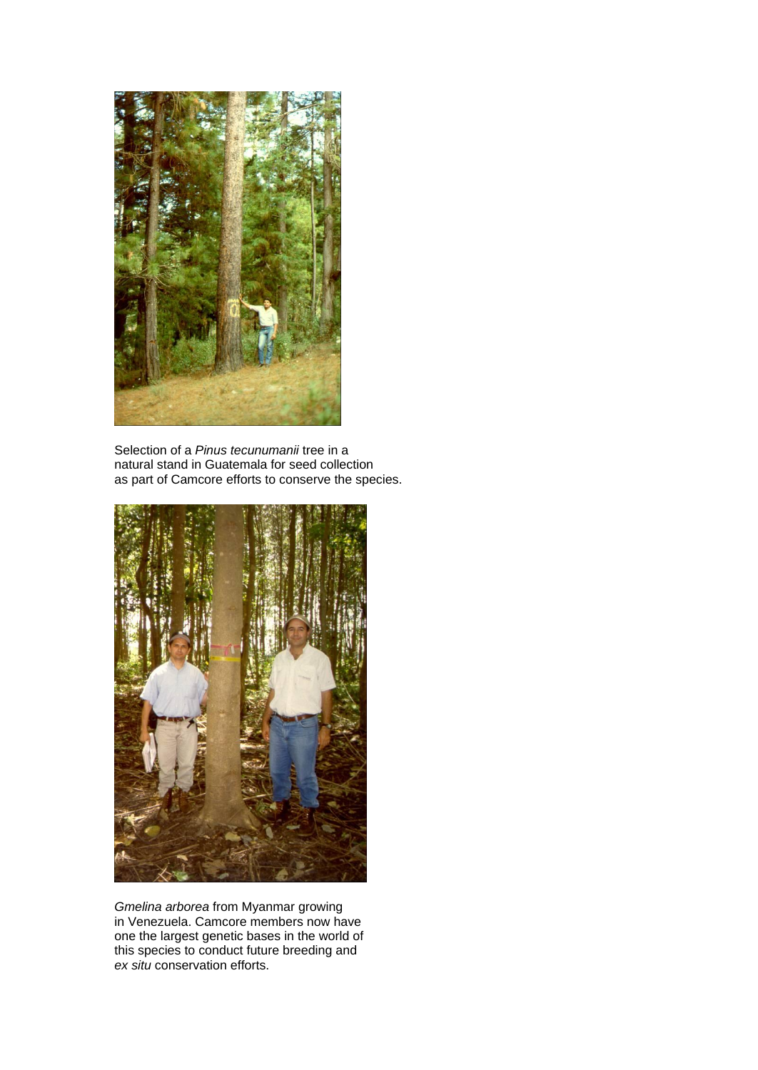Selection of a *Pinus tecunumanii* tree in a natural stand in Guatemala for seed collection as part of Camcore efforts to conserve the species.

*Gmelina arborea* from Myanmar growing in Venezuela. Camcore members now have one the largest genetic bases in the world of this species to conduct future breeding and *ex situ* conservation efforts.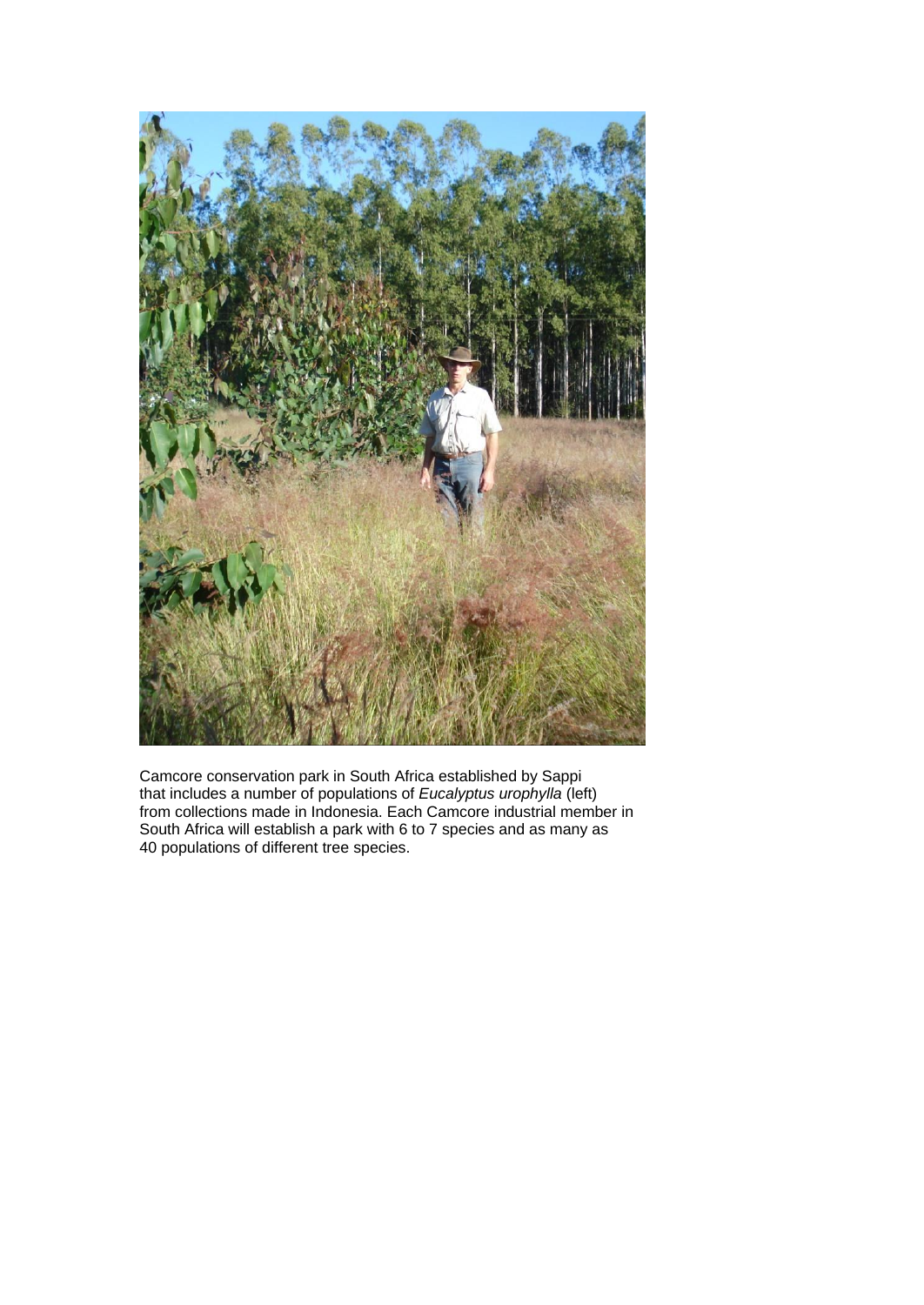Camcore conservation park in South Africa established by Sappi that includes a number of populations of *Eucalyptus urophylla* (left) from collections made in Indonesia. Each Camcore industrial member in South Africa will establish a park with 6 to 7 species and as many as 40 populations of different tree species.